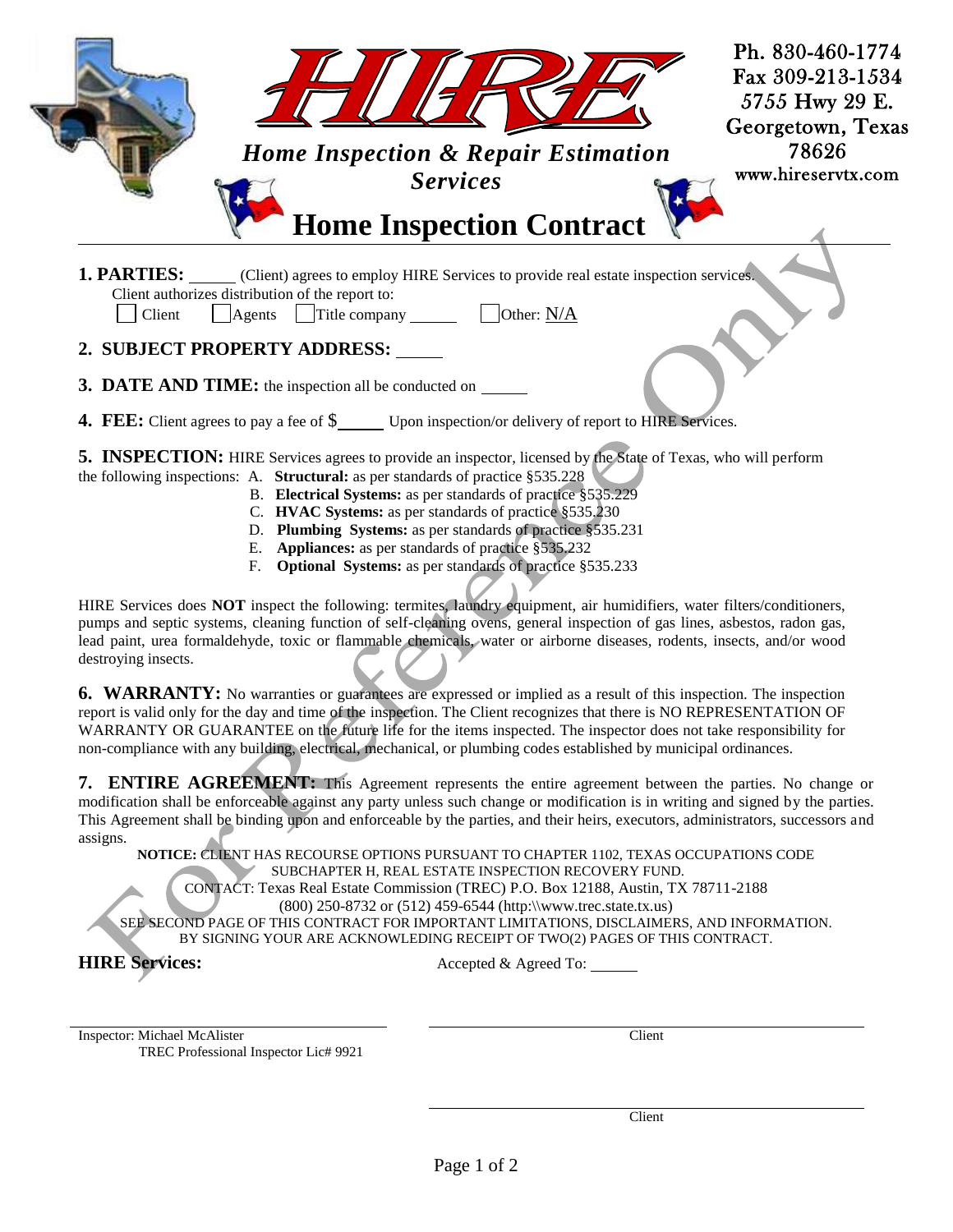# HIRE

***Home Inspection & Repair Estimation Services***

Ph. 830-460-1774
Fax 309-213-1534
5755 Hwy 29 E.
Georgetown, Texas 78626
www.hireservtx.com

# Home Inspection Contract

**1. PARTIES:** _____ (Client) agrees to employ HIRE Services to provide real estate inspection services.
Client authorizes distribution of the report to:
☐ Client ☐ Agents ☐ Title company _____ ☐ Other: N/A

**2. SUBJECT PROPERTY ADDRESS:** _____

**3. DATE AND TIME:** the inspection all be conducted on _____

**4. FEE:** Client agrees to pay a fee of $_____ Upon inspection/or delivery of report to HIRE Services.

**5. INSPECTION:** HIRE Services agrees to provide an inspector, licensed by the State of Texas, who will perform the following inspections:

A. **Structural:** as per standards of practice §535.228
B. **Electrical Systems:** as per standards of practice §535.229
C. **HVAC Systems:** as per standards of practice §535.230
D. **Plumbing Systems:** as per standards of practice §535.231
E. **Appliances:** as per standards of practice §535.232
F. **Optional Systems:** as per standards of practice §535.233

HIRE Services does **NOT** inspect the following: termites, laundry equipment, air humidifiers, water filters/conditioners, pumps and septic systems, cleaning function of self-cleaning ovens, general inspection of gas lines, asbestos, radon gas, lead paint, urea formaldehyde, toxic or flammable chemicals, water or airborne diseases, rodents, insects, and/or wood destroying insects.

**6. WARRANTY:** No warranties or guarantees are expressed or implied as a result of this inspection. The inspection report is valid only for the day and time of the inspection. The Client recognizes that there is NO REPRESENTATION OF WARRANTY OR GUARANTEE on the future life for the items inspected. The inspector does not take responsibility for non-compliance with any building, electrical, mechanical, or plumbing codes established by municipal ordinances.

**7. ENTIRE AGREEMENT:** This Agreement represents the entire agreement between the parties. No change or modification shall be enforceable against any party unless such change or modification is in writing and signed by the parties. This Agreement shall be binding upon and enforceable by the parties, and their heirs, executors, administrators, successors and assigns.

**NOTICE:** CLIENT HAS RECOURSE OPTIONS PURSUANT TO CHAPTER 1102, TEXAS OCCUPATIONS CODE SUBCHAPTER H, REAL ESTATE INSPECTION RECOVERY FUND.
CONTACT: Texas Real Estate Commission (TREC) P.O. Box 12188, Austin, TX 78711-2188
(800) 250-8732 or (512) 459-6544 (http:\\www.trec.state.tx.us)
SEE SECOND PAGE OF THIS CONTRACT FOR IMPORTANT LIMITATIONS, DISCLAIMERS, AND INFORMATION.
BY SIGNING YOUR ARE ACKNOWLEDING RECEIPT OF TWO(2) PAGES OF THIS CONTRACT.

**HIRE Services:**

Accepted & Agreed To: _____

_______________________________
Inspector: Michael McAlister
TREC Professional Inspector Lic# 9921

_______________________________
Client

_______________________________
Client

For Reference Only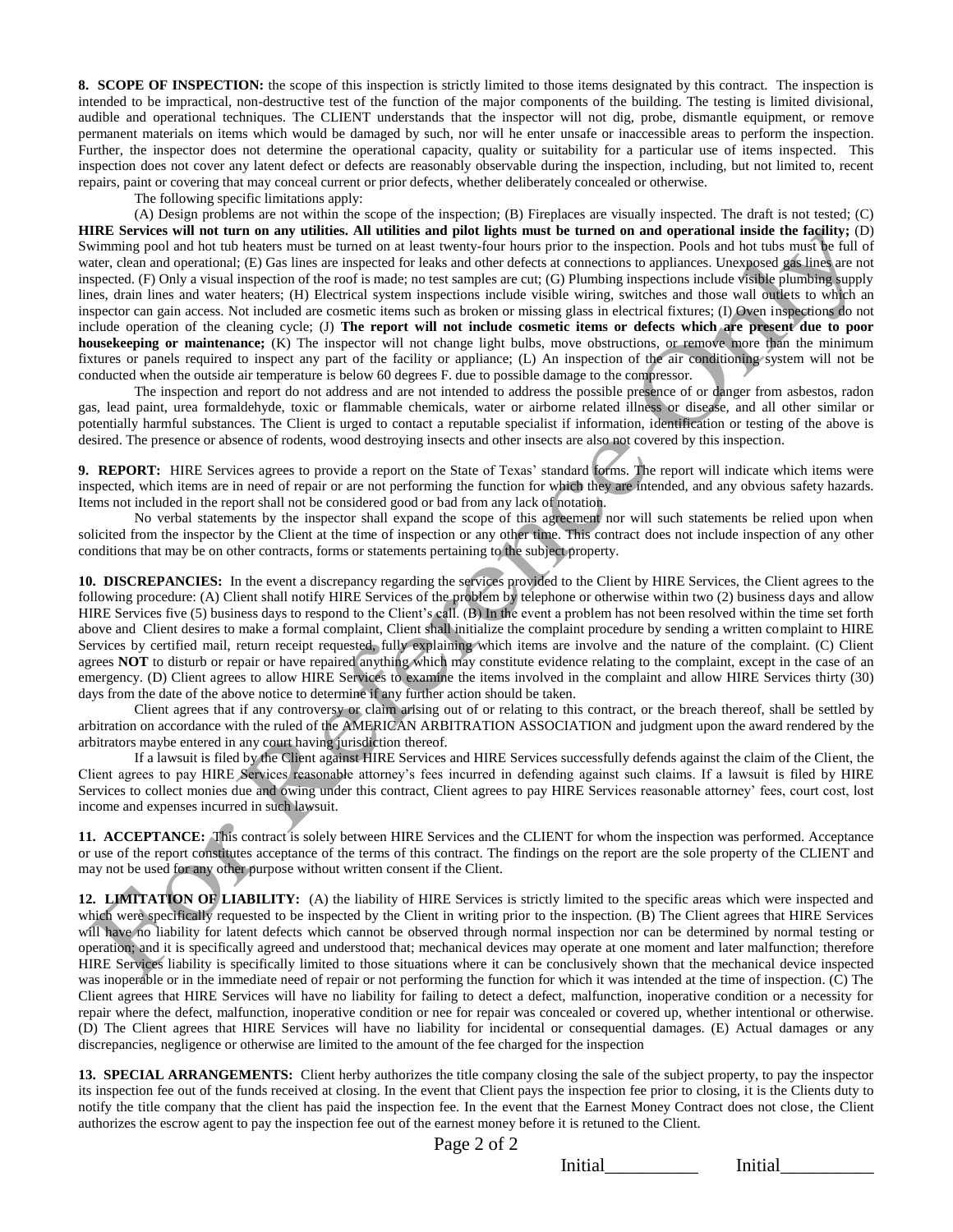**8. SCOPE OF INSPECTION:** the scope of this inspection is strictly limited to those items designated by this contract. The inspection is intended to be impractical, non-destructive test of the function of the major components of the building. The testing is limited divisional, audible and operational techniques. The CLIENT understands that the inspector will not dig, probe, dismantle equipment, or remove permanent materials on items which would be damaged by such, nor will he enter unsafe or inaccessible areas to perform the inspection. Further, the inspector does not determine the operational capacity, quality or suitability for a particular use of items inspected. This inspection does not cover any latent defect or defects are reasonably observable during the inspection, including, but not limited to, recent repairs, paint or covering that may conceal current or prior defects, whether deliberately concealed or otherwise.

The following specific limitations apply:

(A) Design problems are not within the scope of the inspection; (B) Fireplaces are visually inspected. The draft is not tested; (C) **HIRE Services will not turn on any utilities. All utilities and pilot lights must be turned on and operational inside the facility;** (D) Swimming pool and hot tub heaters must be turned on at least twenty-four hours prior to the inspection. Pools and hot tubs must be full of water, clean and operational; (E) Gas lines are inspected for leaks and other defects at connections to appliances. Unexposed gas lines are not inspected. (F) Only a visual inspection of the roof is made; no test samples are cut; (G) Plumbing inspections include visible plumbing supply lines, drain lines and water heaters; (H) Electrical system inspections include visible wiring, switches and those wall outlets to which an inspector can gain access. Not included are cosmetic items such as broken or missing glass in electrical fixtures; (I) Oven inspections do not include operation of the cleaning cycle; (J) **The report will not include cosmetic items or defects which are present due to poor housekeeping or maintenance;** (K) The inspector will not change light bulbs, move obstructions, or remove more than the minimum fixtures or panels required to inspect any part of the facility or appliance; (L) An inspection of the air conditioning system will not be conducted when the outside air temperature is below 60 degrees F. due to possible damage to the compressor.

The inspection and report do not address and are not intended to address the possible presence of or danger from asbestos, radon gas, lead paint, urea formaldehyde, toxic or flammable chemicals, water or airborne related illness or disease, and all other similar or potentially harmful substances. The Client is urged to contact a reputable specialist if information, identification or testing of the above is desired. The presence or absence of rodents, wood destroying insects and other insects are also not covered by this inspection.

**9. REPORT:** HIRE Services agrees to provide a report on the State of Texas' standard forms. The report will indicate which items were inspected, which items are in need of repair or are not performing the function for which they are intended, and any obvious safety hazards. Items not included in the report shall not be considered good or bad from any lack of notation.

No verbal statements by the inspector shall expand the scope of this agreement nor will such statements be relied upon when solicited from the inspector by the Client at the time of inspection or any other time. This contract does not include inspection of any other conditions that may be on other contracts, forms or statements pertaining to the subject property.

**10. DISCREPANCIES:** In the event a discrepancy regarding the services provided to the Client by HIRE Services, the Client agrees to the following procedure: (A) Client shall notify HIRE Services of the problem by telephone or otherwise within two (2) business days and allow HIRE Services five (5) business days to respond to the Client's call. (B) In the event a problem has not been resolved within the time set forth above and Client desires to make a formal complaint, Client shall initialize the complaint procedure by sending a written complaint to HIRE Services by certified mail, return receipt requested, fully explaining which items are involve and the nature of the complaint. (C) Client agrees **NOT** to disturb or repair or have repaired anything which may constitute evidence relating to the complaint, except in the case of an emergency. (D) Client agrees to allow HIRE Services to examine the items involved in the complaint and allow HIRE Services thirty (30) days from the date of the above notice to determine if any further action should be taken.

Client agrees that if any controversy or claim arising out of or relating to this contract, or the breach thereof, shall be settled by arbitration on accordance with the ruled of the AMERICAN ARBITRATION ASSOCIATION and judgment upon the award rendered by the arbitrators maybe entered in any court having jurisdiction thereof.

If a lawsuit is filed by the Client against HIRE Services and HIRE Services successfully defends against the claim of the Client, the Client agrees to pay HIRE Services reasonable attorney's fees incurred in defending against such claims. If a lawsuit is filed by HIRE Services to collect monies due and owing under this contract, Client agrees to pay HIRE Services reasonable attorney' fees, court cost, lost income and expenses incurred in such lawsuit.

**11. ACCEPTANCE:** This contract is solely between HIRE Services and the CLIENT for whom the inspection was performed. Acceptance or use of the report constitutes acceptance of the terms of this contract. The findings on the report are the sole property of the CLIENT and may not be used for any other purpose without written consent if the Client.

**12. LIMITATION OF LIABILITY:** (A) the liability of HIRE Services is strictly limited to the specific areas which were inspected and which were specifically requested to be inspected by the Client in writing prior to the inspection. (B) The Client agrees that HIRE Services will have no liability for latent defects which cannot be observed through normal inspection nor can be determined by normal testing or operation; and it is specifically agreed and understood that; mechanical devices may operate at one moment and later malfunction; therefore HIRE Services liability is specifically limited to those situations where it can be conclusively shown that the mechanical device inspected was inoperable or in the immediate need of repair or not performing the function for which it was intended at the time of inspection. (C) The Client agrees that HIRE Services will have no liability for failing to detect a defect, malfunction, inoperative condition or a necessity for repair where the defect, malfunction, inoperative condition or nee for repair was concealed or covered up, whether intentional or otherwise. (D) The Client agrees that HIRE Services will have no liability for incidental or consequential damages. (E) Actual damages or any discrepancies, negligence or otherwise are limited to the amount of the fee charged for the inspection

**13. SPECIAL ARRANGEMENTS:** Client herby authorizes the title company closing the sale of the subject property, to pay the inspector its inspection fee out of the funds received at closing. In the event that Client pays the inspection fee prior to closing, it is the Clients duty to notify the title company that the client has paid the inspection fee. In the event that the Earnest Money Contract does not close, the Client authorizes the escrow agent to pay the inspection fee out of the earnest money before it is retuned to the Client.

Initial__________ Initial__________